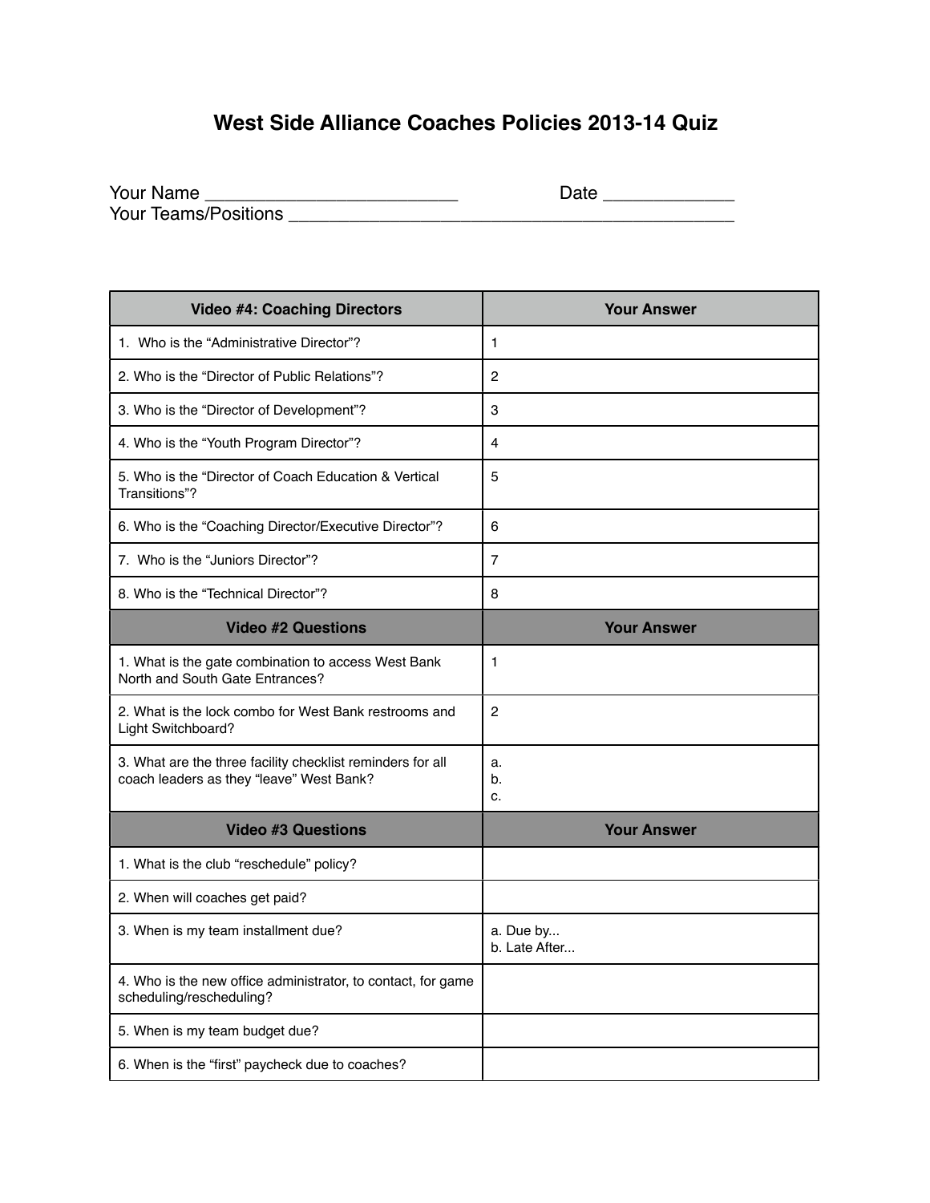# West Side Alliance Coaches Policies 2013-14 Quiz

Your Name _________________________ Date _____________
Your Teams/Positions ____________________________________________

| Video #4: Coaching Directors | Your Answer |
|---|---|
| 1. Who is the "Administrative Director"? | 1 |
| 2. Who is the "Director of Public Relations"? | 2 |
| 3. Who is the "Director of Development"? | 3 |
| 4. Who is the "Youth Program Director"? | 4 |
| 5. Who is the "Director of Coach Education & Vertical Transitions"? | 5 |
| 6. Who is the "Coaching Director/Executive Director"? | 6 |
| 7. Who is the "Juniors Director"? | 7 |
| 8. Who is the "Technical Director"? | 8 |
| **Video #2 Questions** | **Your Answer** |
| 1. What is the gate combination to access West Bank North and South Gate Entrances? | 1 |
| 2. What is the lock combo for West Bank restrooms and Light Switchboard? | 2 |
| 3. What are the three facility checklist reminders for all coach leaders as they "leave" West Bank? | a.<br>b.<br>c. |
| **Video #3 Questions** | **Your Answer** |
| 1. What is the club "reschedule" policy? | |
| 2. When will coaches get paid? | |
| 3. When is my team installment due? | a. Due by...<br>b. Late After... |
| 4. Who is the new office administrator, to contact, for game scheduling/rescheduling? | |
| 5. When is my team budget due? | |
| 6. When is the "first" paycheck due to coaches? | |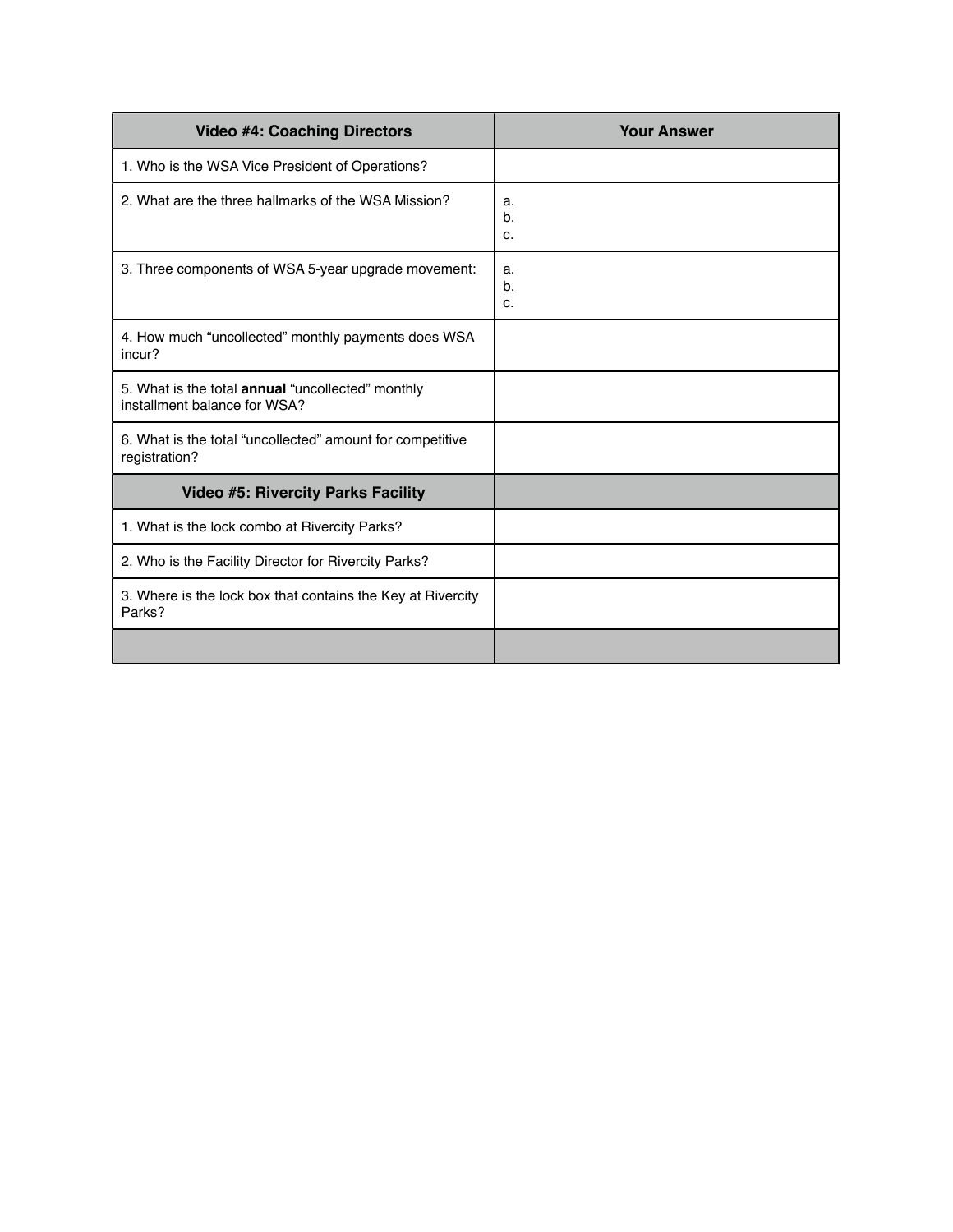| Video #4: Coaching Directors | Your Answer |
| --- | --- |
| 1. Who is the WSA Vice President of Operations? | |
| 2. What are the three hallmarks of the WSA Mission? | a.<br>b.<br>c. |
| 3. Three components of WSA 5-year upgrade movement: | a.<br>b.<br>c. |
| 4. How much “uncollected” monthly payments does WSA incur? | |
| 5. What is the total **annual** “uncollected” monthly installment balance for WSA? | |
| 6. What is the total “uncollected” amount for competitive registration? | |
| **Video #5: Rivercity Parks Facility** | |
| 1. What is the lock combo at Rivercity Parks? | |
| 2. Who is the Facility Director for Rivercity Parks? | |
| 3. Where is the lock box that contains the Key at Rivercity Parks? | |
| | |